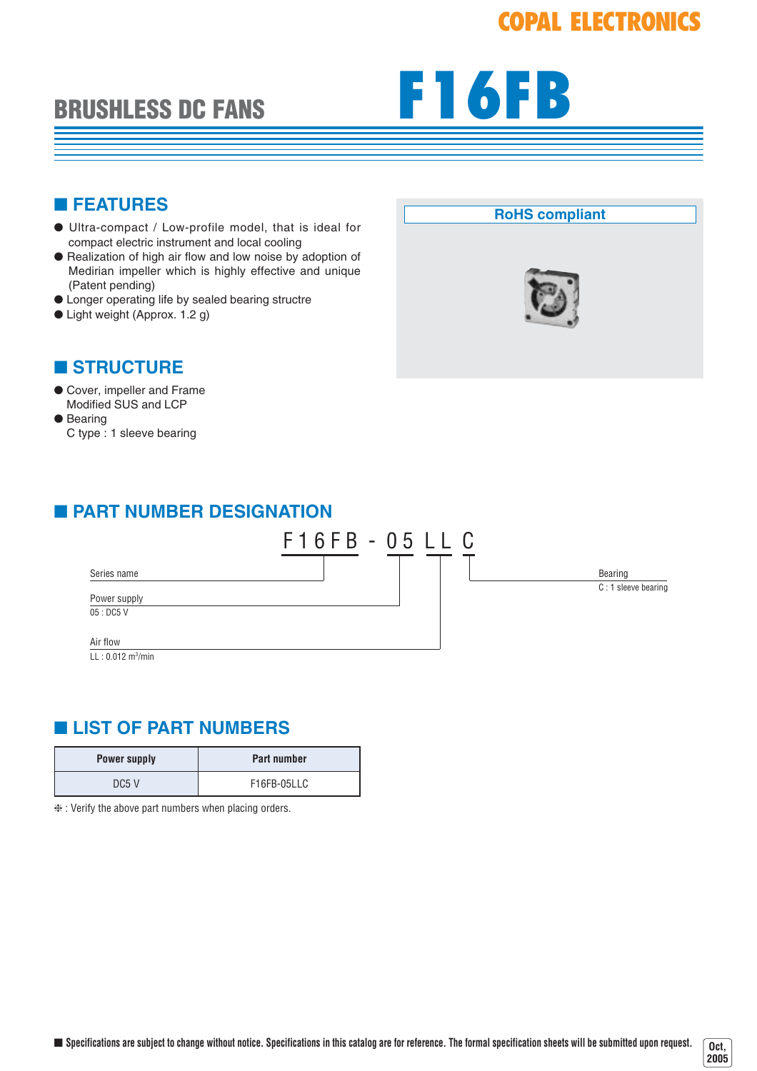COPAL ELECTRONICS

# BRUSHLESS DC FANS F16FB

## ■ FEATURES

- Ultra-compact / Low-profile model, that is ideal for compact electric instrument and local cooling
- Realization of high air flow and low noise by adoption of Medirian impeller which is highly effective and unique (Patent pending)
- Longer operating life by sealed bearing structre
- Light weight (Approx. 1.2 g)

RoHS compliant

## ■ STRUCTURE

- Cover, impeller and Frame
  Modified SUS and LCP
- Bearing
  C type : 1 sleeve bearing

## ■ PART NUMBER DESIGNATION

F16FB - 05 LL C

- Series name: F16FB
- Power supply: 05 : DC5 V
- Air flow: LL : 0.012 $m^3$/min
- Bearing: C : 1 sleeve bearing

## ■ LIST OF PART NUMBERS

| Power supply | Part number |
|---|---|
| DC5 V | F16FB-05LLC |

❉ : Verify the above part numbers when placing orders.

■ Specifications are subject to change without notice. Specifications in this catalog are for reference. The formal specification sheets will be submitted upon request.

Oct, 2005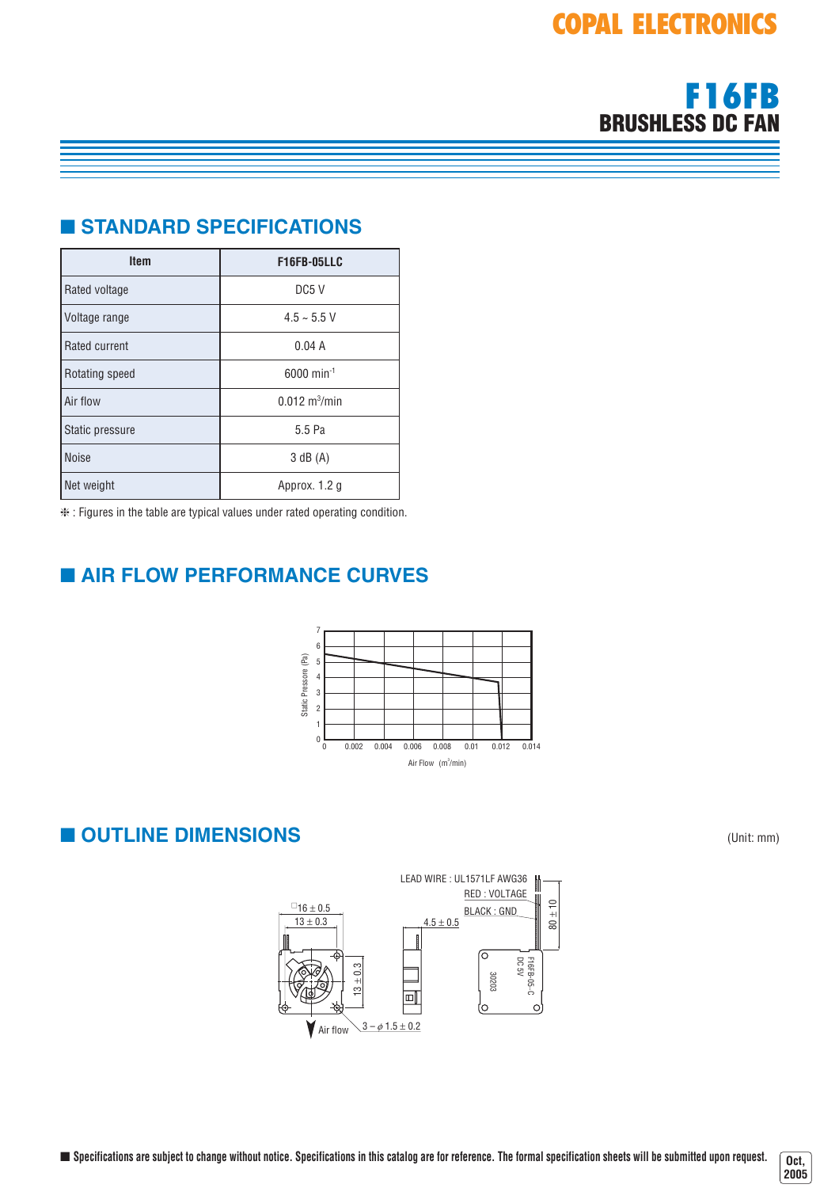# F16FB
## BRUSHLESS DC FAN

## ■ STANDARD SPECIFICATIONS

| Item | F16FB-05LLC |
|---|---|
| Rated voltage | DC5 V |
| Voltage range | 4.5 ~ 5.5 V |
| Rated current | 0.04 A |
| Rotating speed | 6000 $min^{-1}$ |
| Air flow | 0.012 $m^3$/min |
| Static pressure | 5.5 Pa |
| Noise | 3 dB (A) |
| Net weight | Approx. 1.2 g |

❇ : Figures in the table are typical values under rated operating condition.

## ■ AIR FLOW PERFORMANCE CURVES

Static Pressure (Pa)

7
6
5
4
3
2
1
0

0 0.002 0.004 0.006 0.008 0.01 0.012 0.014

Air Flow ($m^3$/min)

## ■ OUTLINE DIMENSIONS

(Unit: mm)

LEAD WIRE : UL1571LF AWG36
RED : VOLTAGE
BLACK : GND

□16 ± 0.5
13 ± 0.3
4.5 ± 0.5
13 ± 0.3
80 ± 10
3 − ϕ 1.5 ± 0.2
Air flow
F16FB-05-C DC 5V
30203

■ Specifications are subject to change without notice. Specifications in this catalog are for reference. The formal specification sheets will be submitted upon request.

Oct, 2005